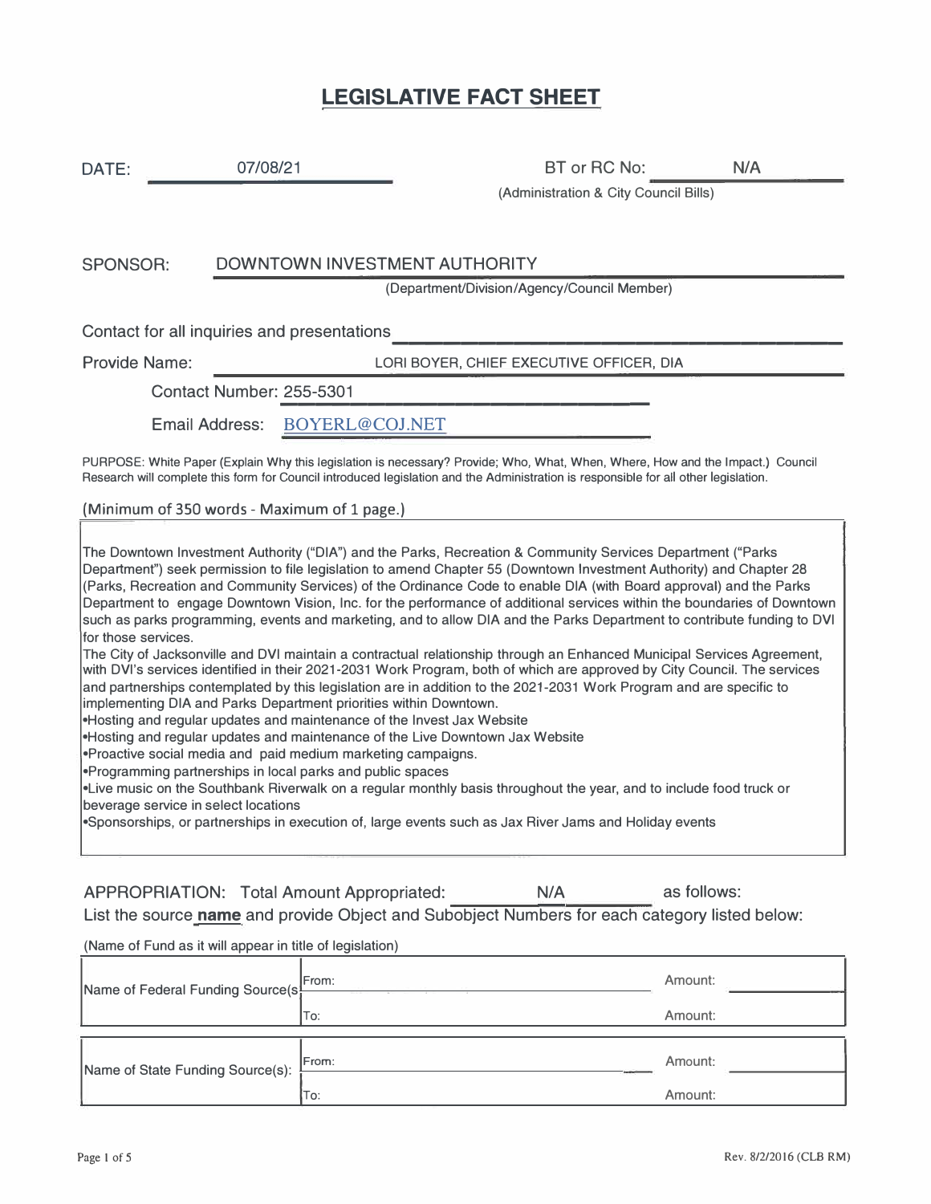# LEGISLATIVE FACT SHEET

**DATE:** 07/08/21

**BT or RC No:** N/A
(Administration & City Council Bills)

**SPONSOR:** DOWNTOWN INVESTMENT AUTHORITY
(Department/Division/Agency/Council Member)

Contact for all inquiries and presentations

Provide Name: LORI BOYER, CHIEF EXECUTIVE OFFICER, DIA

Contact Number: 255-5301

Email Address: BOYERL@COJ.NET

PURPOSE: White Paper (Explain Why this legislation is necessary? Provide; Who, What, When, Where, How and the Impact.) Council Research will complete this form for Council introduced legislation and the Administration is responsible for all other legislation.

(Minimum of 350 words - Maximum of 1 page.)

The Downtown Investment Authority ("DIA") and the Parks, Recreation & Community Services Department ("Parks Department") seek permission to file legislation to amend Chapter 55 (Downtown Investment Authority) and Chapter 28 (Parks, Recreation and Community Services) of the Ordinance Code to enable DIA (with Board approval) and the Parks Department to engage Downtown Vision, Inc. for the performance of additional services within the boundaries of Downtown such as parks programming, events and marketing, and to allow DIA and the Parks Department to contribute funding to DVI for those services.

The City of Jacksonville and DVI maintain a contractual relationship through an Enhanced Municipal Services Agreement, with DVI's services identified in their 2021-2031 Work Program, both of which are approved by City Council. The services and partnerships contemplated by this legislation are in addition to the 2021-2031 Work Program and are specific to implementing DIA and Parks Department priorities within Downtown.

- Hosting and regular updates and maintenance of the Invest Jax Website
- Hosting and regular updates and maintenance of the Live Downtown Jax Website
- Proactive social media and paid medium marketing campaigns.
- Programming partnerships in local parks and public spaces
- Live music on the Southbank Riverwalk on a regular monthly basis throughout the year, and to include food truck or beverage service in select locations
- Sponsorships, or partnerships in execution of, large events such as Jax River Jams and Holiday events

**APPROPRIATION:** Total Amount Appropriated: N/A as follows:
List the source **name** and provide Object and Subobject Numbers for each category listed below:

(Name of Fund as it will appear in title of legislation)

| Name of Federal Funding Source(s): | From: | Amount: |
|---|---|---|
| | To: | Amount: |

| Name of State Funding Source(s): | From: | Amount: |
|---|---|---|
| | To: | Amount: |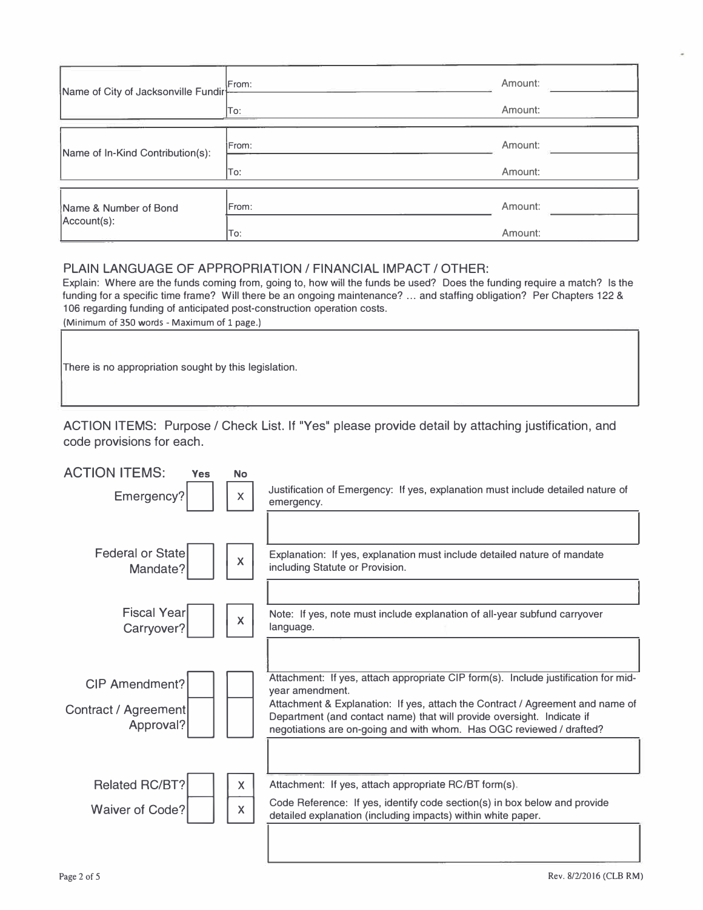| Name of City of Jacksonville Fundir | From: | Amount: |
|---|---|---|
| | To: | Amount: |

| Name of In-Kind Contribution(s): | From: | Amount: |
|---|---|---|
| | To: | Amount: |

| Name & Number of Bond Account(s): | From: | Amount: |
|---|---|---|
| | To: | Amount: |

## PLAIN LANGUAGE OF APPROPRIATION / FINANCIAL IMPACT / OTHER:

Explain: Where are the funds coming from, going to, how will the funds be used? Does the funding require a match? Is the funding for a specific time frame? Will there be an ongoing maintenance? ... and staffing obligation? Per Chapters 122 & 106 regarding funding of anticipated post-construction operation costs.

(Minimum of 350 words - Maximum of 1 page.)

There is no appropriation sought by this legislation.

## ACTION ITEMS: Purpose / Check List. If "Yes" please provide detail by attaching justification, and code provisions for each.

| ACTION ITEMS: | Yes | No | |
|---|---|---|---|
| Emergency? | | X | Justification of Emergency: If yes, explanation must include detailed nature of emergency. |
| Federal or State Mandate? | | X | Explanation: If yes, explanation must include detailed nature of mandate including Statute or Provision. |
| Fiscal Year Carryover? | | X | Note: If yes, note must include explanation of all-year subfund carryover language. |
| CIP Amendment? | | | Attachment: If yes, attach appropriate CIP form(s). Include justification for mid-year amendment. |
| Contract / Agreement Approval? | | | Attachment & Explanation: If yes, attach the Contract / Agreement and name of Department (and contact name) that will provide oversight. Indicate if negotiations are on-going and with whom. Has OGC reviewed / drafted? |
| Related RC/BT? | | X | Attachment: If yes, attach appropriate RC/BT form(s). |
| Waiver of Code? | | X | Code Reference: If yes, identify code section(s) in box below and provide detailed explanation (including impacts) within white paper. |

Rev. 8/2/2016 (CLB RM)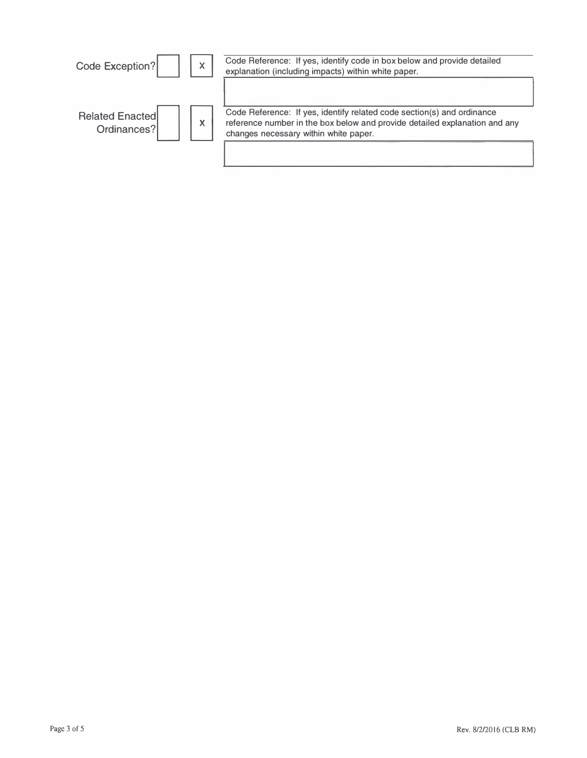| Question | Yes | No | Code Reference |
|---|---|---|---|
| Code Exception? | | X | Code Reference: If yes, identify code in box below and provide detailed explanation (including impacts) within white paper. |
| | | | |
| Related Enacted Ordinances? | | X | Code Reference: If yes, identify related code section(s) and ordinance reference number in the box below and provide detailed explanation and any changes necessary within white paper. |
| | | | |

Rev. 8/2/2016 (CLB RM)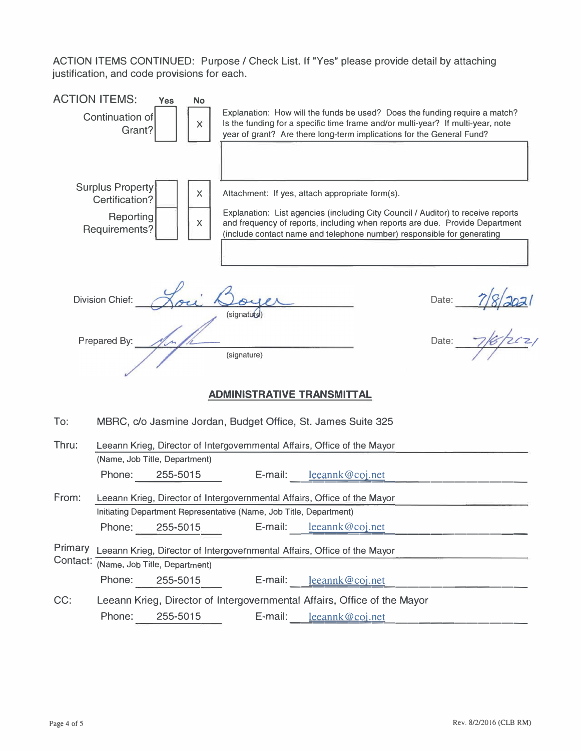ACTION ITEMS CONTINUED: Purpose / Check List. If "Yes" please provide detail by attaching justification, and code provisions for each.

| ACTION ITEMS: | Yes | No | |
|---|---|---|---|
| Continuation of Grant? | | X | Explanation: How will the funds be used? Does the funding require a match? Is the funding for a specific time frame and/or multi-year? If multi-year, note year of grant? Are there long-term implications for the General Fund? |
| Surplus Property Certification? | | X | Attachment: If yes, attach appropriate form(s). |
| Reporting Requirements? | | X | Explanation: List agencies (including City Council / Auditor) to receive reports and frequency of reports, including when reports are due. Provide Department (include contact name and telephone number) responsible for generating |

Division Chief: Lori Boyer (signature) Date: 7/8/2021

Prepared By: [signature] (signature) Date: 7/8/2021

## ADMINISTRATIVE TRANSMITTAL

To: MBRC, c/o Jasmine Jordan, Budget Office, St. James Suite 325

Thru: Leeann Krieg, Director of Intergovernmental Affairs, Office of the Mayor
(Name, Job Title, Department)
Phone: 255-5015 E-mail: leeannk@coj.net

From: Leeann Krieg, Director of Intergovernmental Affairs, Office of the Mayor
Initiating Department Representative (Name, Job Title, Department)
Phone: 255-5015 E-mail: leeannk@coj.net

Primary Contact: Leeann Krieg, Director of Intergovernmental Affairs, Office of the Mayor
(Name, Job Title, Department)
Phone: 255-5015 E-mail: leeannk@coj.net

CC: Leeann Krieg, Director of Intergovernmental Affairs, Office of the Mayor
Phone: 255-5015 E-mail: leeannk@coj.net

Rev. 8/2/2016 (CLB RM)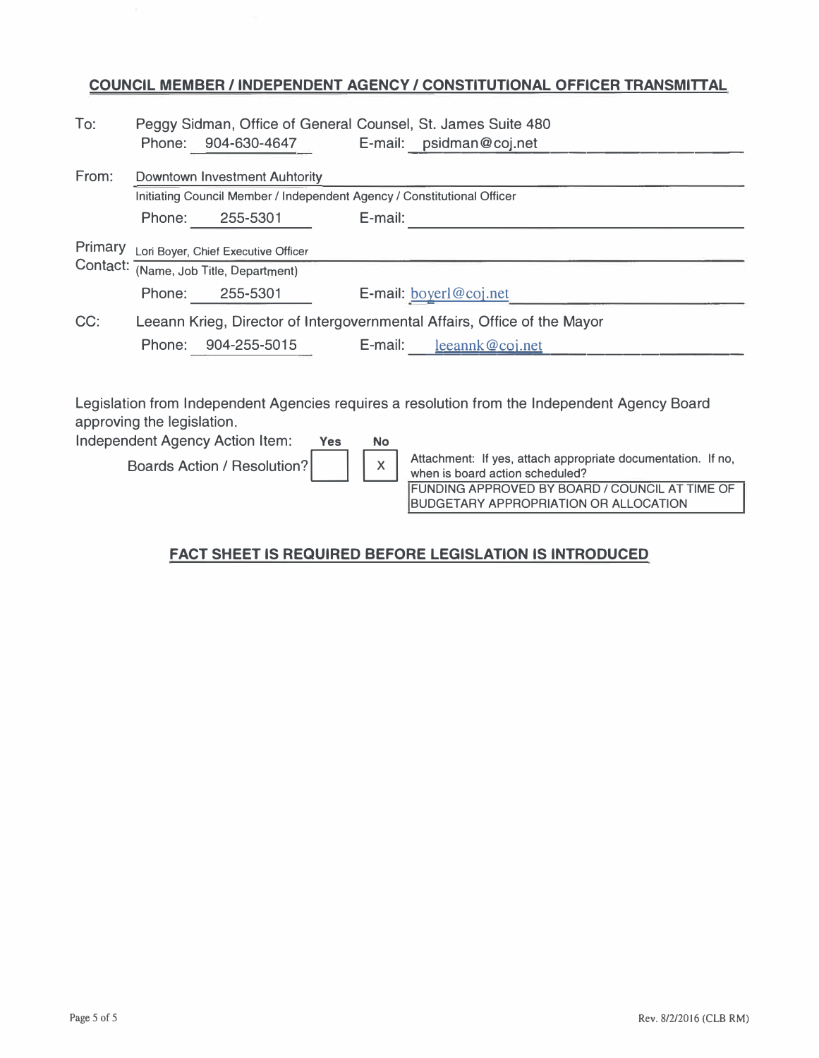## COUNCIL MEMBER / INDEPENDENT AGENCY / CONSTITUTIONAL OFFICER TRANSMITTAL

**To:** Peggy Sidman, Office of General Counsel, St. James Suite 480
Phone: 904-630-4647 E-mail: psidman@coj.net

**From:** Downtown Investment Auhtority
Initiating Council Member / Independent Agency / Constitutional Officer
Phone: 255-5301 E-mail:

**Primary Contact:** Lori Boyer, Chief Executive Officer
(Name, Job Title, Department)
Phone: 255-5301 E-mail: boyerl@coj.net

**CC:** Leeann Krieg, Director of Intergovernmental Affairs, Office of the Mayor
Phone: 904-255-5015 E-mail: leeannk@coj.net

Legislation from Independent Agencies requires a resolution from the Independent Agency Board approving the legislation.

Independent Agency Action Item:

| | Yes | No | |
|---|---|---|---|
| Boards Action / Resolution? | | X | Attachment: If yes, attach appropriate documentation. If no, when is board action scheduled? FUNDING APPROVED BY BOARD / COUNCIL AT TIME OF BUDGETARY APPROPRIATION OR ALLOCATION |

**FACT SHEET IS REQUIRED BEFORE LEGISLATION IS INTRODUCED**

Rev. 8/2/2016 (CLB RM)